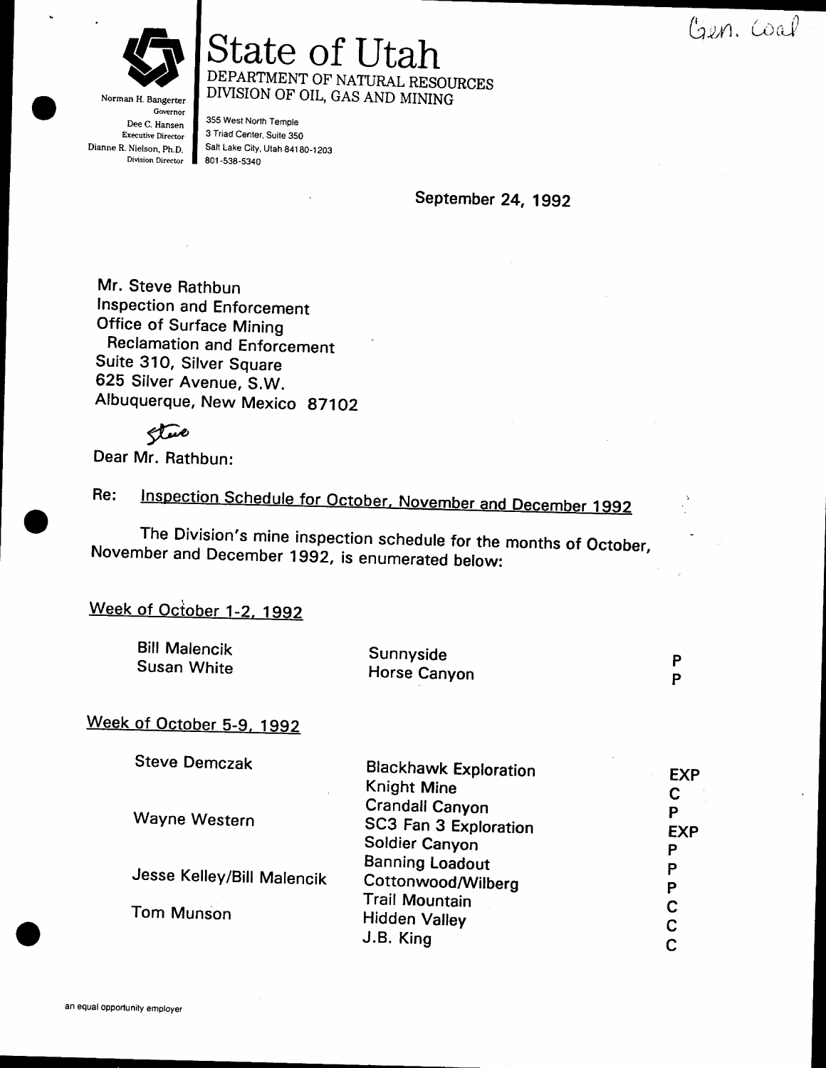Gen. Coal

# State of Utah

DEPARTMENT OF NATURAL RESOURCES
DIVISION OF OIL, GAS AND MINING

Norman H. Bangerter, Governor
Dee C. Hansen, Executive Director
Dianne R. Nielson, Ph.D., Division Director

355 West North Temple
3 Triad Center, Suite 350
Salt Lake City, Utah 84180-1203
801-538-5340

September 24, 1992

Mr. Steve Rathbun
Inspection and Enforcement
Office of Surface Mining
Reclamation and Enforcement
Suite 310, Silver Square
625 Silver Avenue, S.W.
Albuquerque, New Mexico 87102

Dear ~~Mr. Rathbun~~ Steve:

Re: Inspection Schedule for October, November and December 1992

The Division's mine inspection schedule for the months of October, November and December 1992, is enumerated below:

Week of October 1-2, 1992

| | | |
|---|---|---|
| Bill Malencik | Sunnyside | P |
| Susan White | Horse Canyon | P |

Week of October 5-9, 1992

| | | |
|---|---|---|
| Steve Demczak | Blackhawk Exploration | EXP |
| | Knight Mine | C |
| | Crandall Canyon | P |
| Wayne Western | SC3 Fan 3 Exploration | EXP |
| | Soldier Canyon | P |
| | Banning Loadout | P |
| Jesse Kelley/Bill Malencik | Cottonwood/Wilberg | P |
| | Trail Mountain | C |
| Tom Munson | Hidden Valley | C |
| | J.B. King | C |

an equal opportunity employer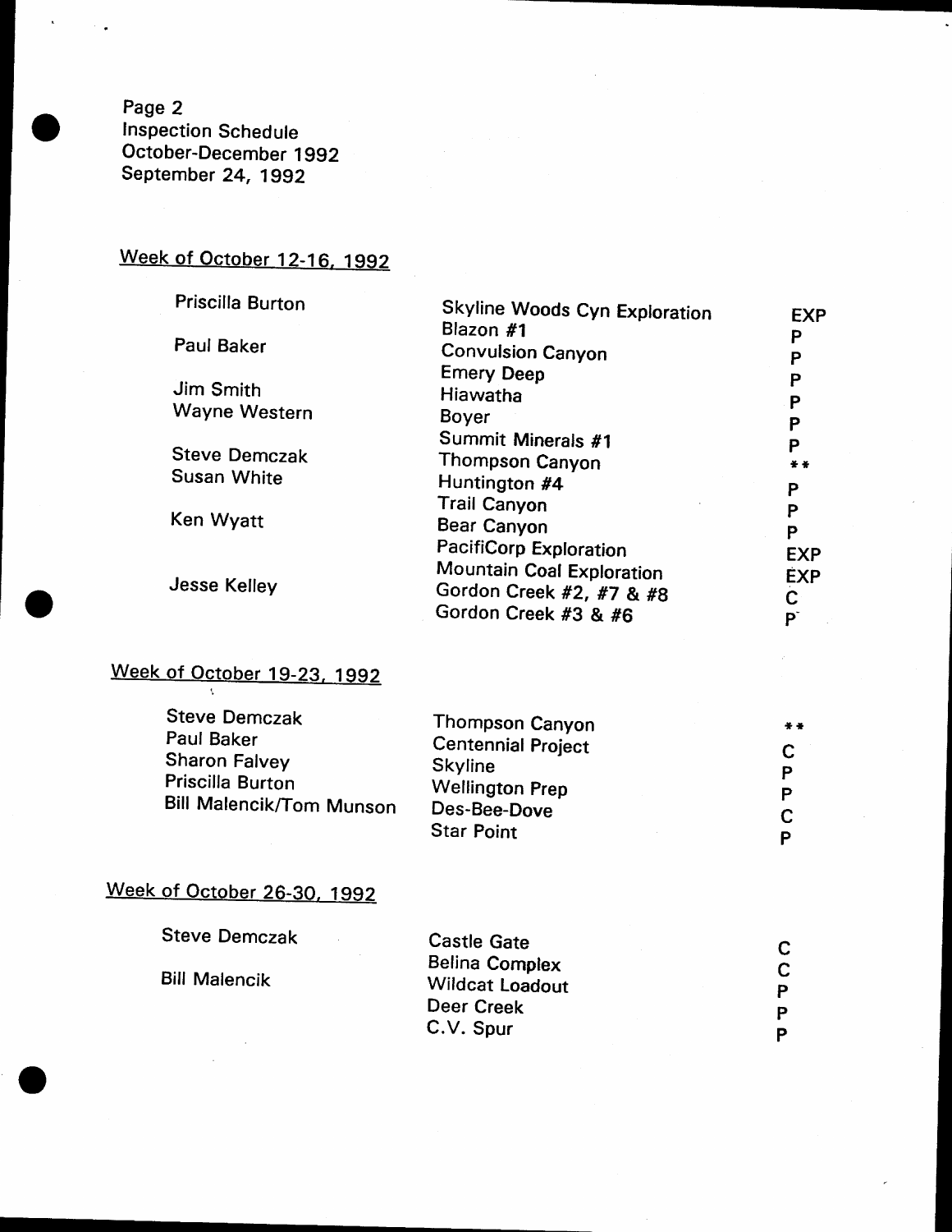Page 2
Inspection Schedule
October-December 1992
September 24, 1992

## Week of October 12-16, 1992

| Inspector | Site | Type |
|---|---|---|
| Priscilla Burton | Skyline Woods Cyn Exploration | EXP |
| | Blazon #1 | P |
| Paul Baker | Convulsion Canyon | P |
| | Emery Deep | P |
| Jim Smith | Hiawatha | P |
| Wayne Western | Boyer | P |
| | Summit Minerals #1 | P |
| Steve Demczak | Thompson Canyon | ** |
| Susan White | Huntington #4 | P |
| | Trail Canyon | P |
| Ken Wyatt | Bear Canyon | P |
| | PacifiCorp Exploration | EXP |
| | Mountain Coal Exploration | EXP |
| Jesse Kelley | Gordon Creek #2, #7 & #8 | C |
| | Gordon Creek #3 & #6 | P |

## Week of October 19-23, 1992

| Inspector | Site | Type |
|---|---|---|
| Steve Demczak | Thompson Canyon | ** |
| Paul Baker | Centennial Project | C |
| Sharon Falvey | Skyline | P |
| Priscilla Burton | Wellington Prep | P |
| Bill Malencik/Tom Munson | Des-Bee-Dove | C |
| | Star Point | P |

## Week of October 26-30, 1992

| Inspector | Site | Type |
|---|---|---|
| Steve Demczak | Castle Gate | C |
| | Belina Complex | C |
| Bill Malencik | Wildcat Loadout | P |
| | Deer Creek | P |
| | C.V. Spur | P |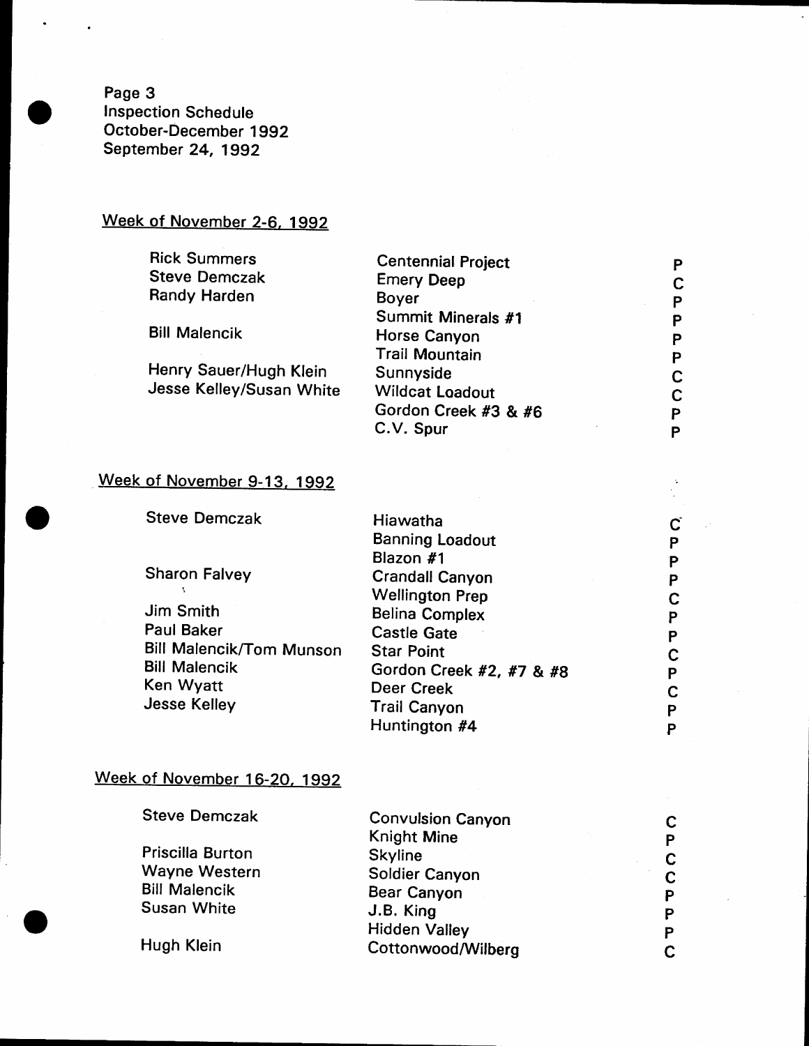Page 3
Inspection Schedule
October-December 1992
September 24, 1992

## Week of November 2-6, 1992

| Inspector | Site | |
|---|---|---|
| Rick Summers | Centennial Project | P |
| Steve Demczak | Emery Deep | C |
| Randy Harden | Boyer | P |
| | Summit Minerals #1 | P |
| Bill Malencik | Horse Canyon | P |
| | Trail Mountain | P |
| Henry Sauer/Hugh Klein | Sunnyside | C |
| Jesse Kelley/Susan White | Wildcat Loadout | C |
| | Gordon Creek #3 & #6 | P |
| | C.V. Spur | P |

## Week of November 9-13, 1992

| Inspector | Site | |
|---|---|---|
| Steve Demczak | Hiawatha | C |
| | Banning Loadout | P |
| | Blazon #1 | P |
| Sharon Falvey | Crandall Canyon | P |
| | Wellington Prep | C |
| Jim Smith | Belina Complex | P |
| Paul Baker | Castle Gate | P |
| Bill Malencik/Tom Munson | Star Point | C |
| Bill Malencik | Gordon Creek #2, #7 & #8 | P |
| Ken Wyatt | Deer Creek | C |
| Jesse Kelley | Trail Canyon | P |
| | Huntington #4 | P |

## Week of November 16-20, 1992

| Inspector | Site | |
|---|---|---|
| Steve Demczak | Convulsion Canyon | C |
| | Knight Mine | P |
| Priscilla Burton | Skyline | C |
| Wayne Western | Soldier Canyon | C |
| Bill Malencik | Bear Canyon | P |
| Susan White | J.B. King | P |
| | Hidden Valley | P |
| Hugh Klein | Cottonwood/Wilberg | C |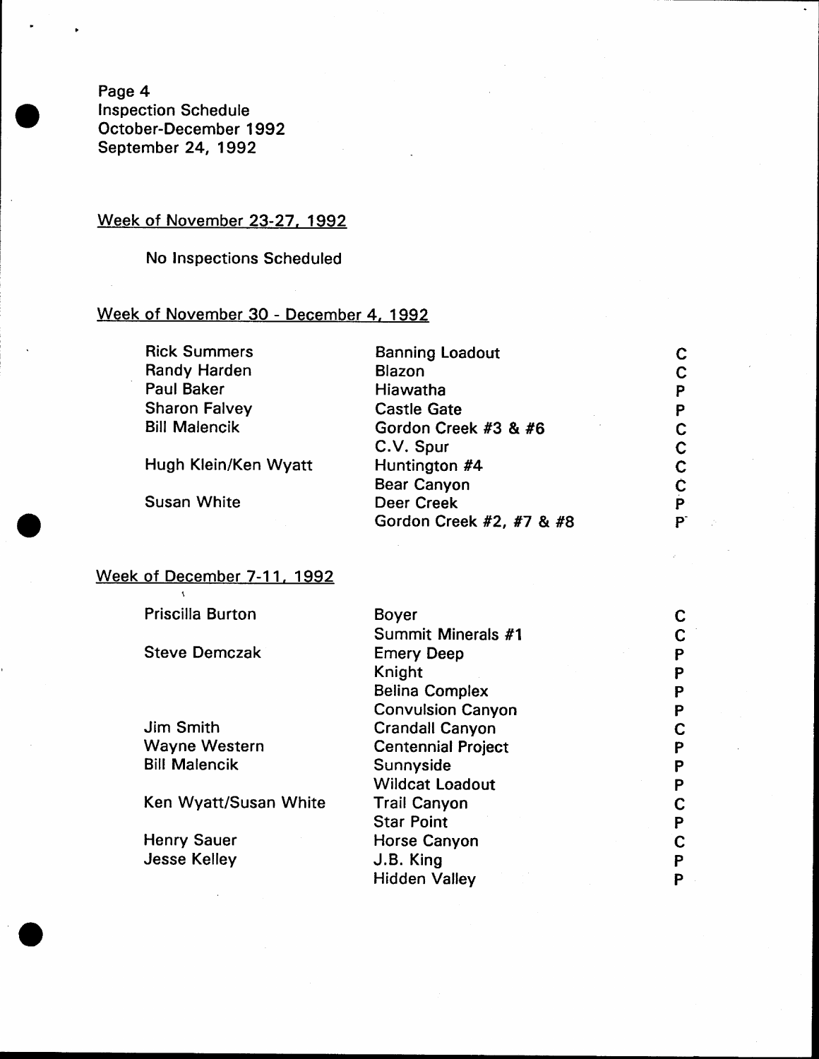Page 4
Inspection Schedule
October-December 1992
September 24, 1992

## Week of November 23-27, 1992

No Inspections Scheduled

## Week of November 30 - December 4, 1992

| | | |
|---|---|---|
| Rick Summers | Banning Loadout | C |
| Randy Harden | Blazon | C |
| Paul Baker | Hiawatha | P |
| Sharon Falvey | Castle Gate | P |
| Bill Malencik | Gordon Creek #3 & #6 | C |
| | C.V. Spur | C |
| Hugh Klein/Ken Wyatt | Huntington #4 | C |
| | Bear Canyon | C |
| Susan White | Deer Creek | P |
| | Gordon Creek #2, #7 & #8 | P |

## Week of December 7-11, 1992

| | | |
|---|---|---|
| Priscilla Burton | Boyer | C |
| | Summit Minerals #1 | C |
| Steve Demczak | Emery Deep | P |
| | Knight | P |
| | Belina Complex | P |
| | Convulsion Canyon | P |
| Jim Smith | Crandall Canyon | C |
| Wayne Western | Centennial Project | P |
| Bill Malencik | Sunnyside | P |
| | Wildcat Loadout | P |
| Ken Wyatt/Susan White | Trail Canyon | C |
| | Star Point | P |
| Henry Sauer | Horse Canyon | C |
| Jesse Kelley | J.B. King | P |
| | Hidden Valley | P |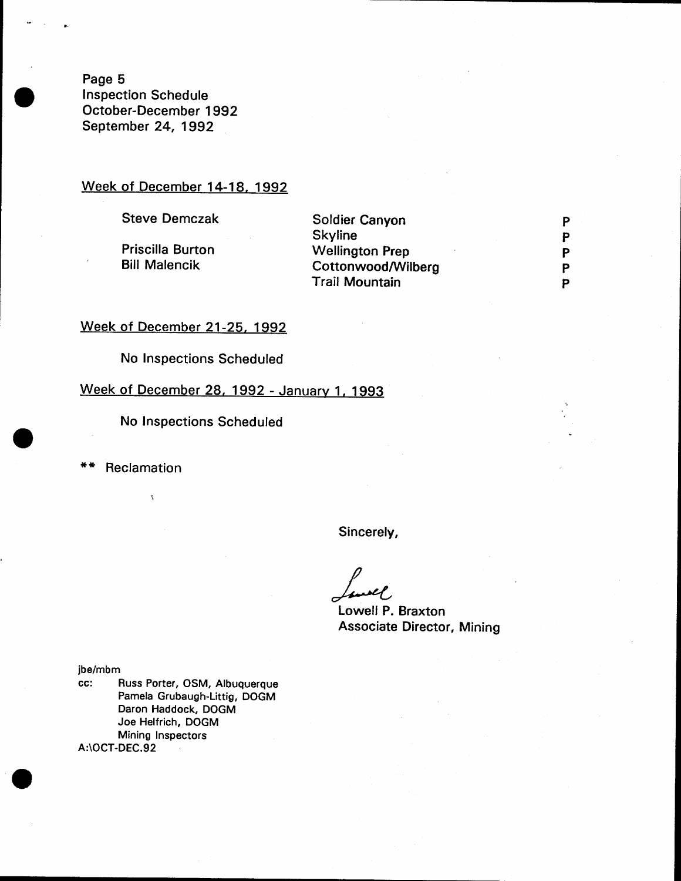Page 5
Inspection Schedule
October-December 1992
September 24, 1992

Week of December 14-18, 1992

| | | |
|---|---|---|
| Steve Demczak | Soldier Canyon | P |
| | Skyline | P |
| Priscilla Burton | Wellington Prep | P |
| Bill Malencik | Cottonwood/Wilberg | P |
| | Trail Mountain | P |

Week of December 21-25, 1992

No Inspections Scheduled

Week of December 28, 1992 - January 1, 1993

No Inspections Scheduled

** Reclamation

Sincerely,

Lowell P. Braxton
Associate Director, Mining

jbe/mbm
cc: Russ Porter, OSM, Albuquerque
Pamela Grubaugh-Littig, DOGM
Daron Haddock, DOGM
Joe Helfrich, DOGM
Mining Inspectors
A:\OCT-DEC.92